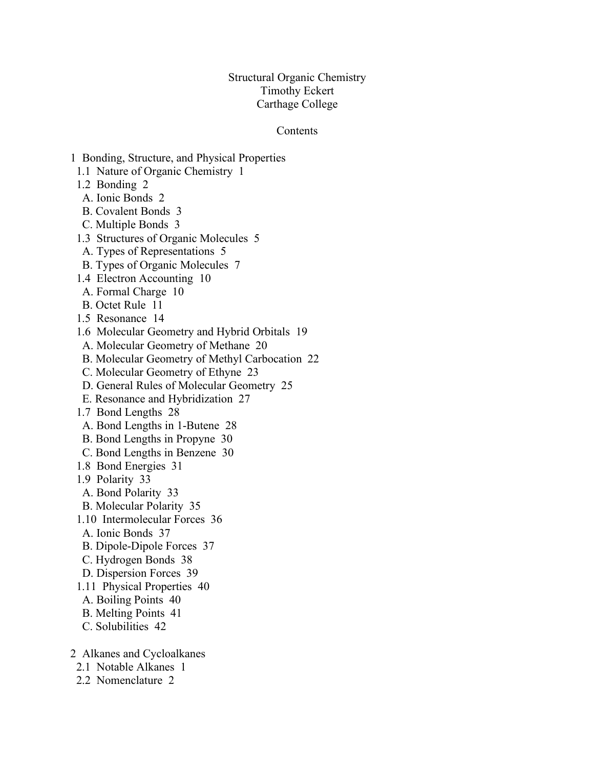# Structural Organic Chemistry

Timothy Eckert

Carthage College

## Contents

1 Bonding, Structure, and Physical Properties
- 1.1 Nature of Organic Chemistry 1
- 1.2 Bonding 2
  - A. Ionic Bonds 2
  - B. Covalent Bonds 3
  - C. Multiple Bonds 3
- 1.3 Structures of Organic Molecules 5
  - A. Types of Representations 5
  - B. Types of Organic Molecules 7
- 1.4 Electron Accounting 10
  - A. Formal Charge 10
  - B. Octet Rule 11
- 1.5 Resonance 14
- 1.6 Molecular Geometry and Hybrid Orbitals 19
  - A. Molecular Geometry of Methane 20
  - B. Molecular Geometry of Methyl Carbocation 22
  - C. Molecular Geometry of Ethyne 23
  - D. General Rules of Molecular Geometry 25
  - E. Resonance and Hybridization 27
- 1.7 Bond Lengths 28
  - A. Bond Lengths in 1-Butene 28
  - B. Bond Lengths in Propyne 30
  - C. Bond Lengths in Benzene 30
- 1.8 Bond Energies 31
- 1.9 Polarity 33
  - A. Bond Polarity 33
  - B. Molecular Polarity 35
- 1.10 Intermolecular Forces 36
  - A. Ionic Bonds 37
  - B. Dipole-Dipole Forces 37
  - C. Hydrogen Bonds 38
  - D. Dispersion Forces 39
- 1.11 Physical Properties 40
  - A. Boiling Points 40
  - B. Melting Points 41
  - C. Solubilities 42

2 Alkanes and Cycloalkanes
- 2.1 Notable Alkanes 1
- 2.2 Nomenclature 2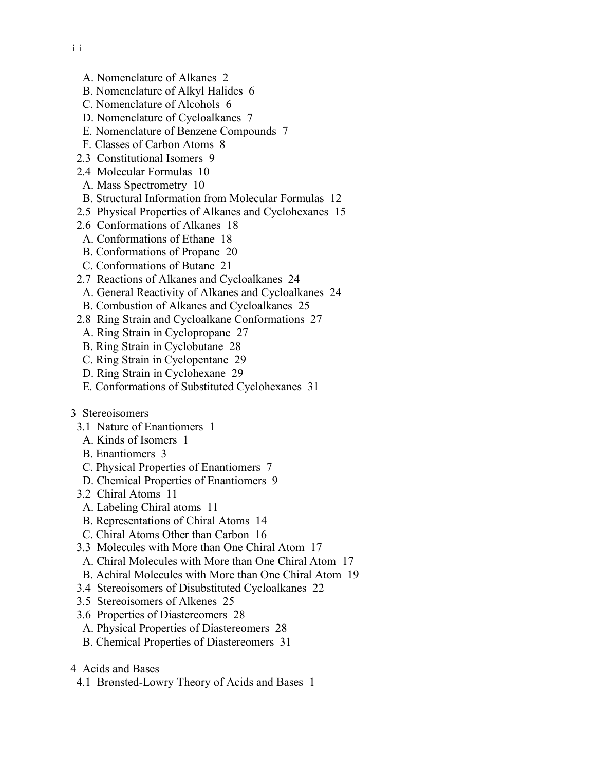A. Nomenclature of Alkanes 2
B. Nomenclature of Alkyl Halides 6
C. Nomenclature of Alcohols 6
D. Nomenclature of Cycloalkanes 7
E. Nomenclature of Benzene Compounds 7
F. Classes of Carbon Atoms 8

2.3 Constitutional Isomers 9

2.4 Molecular Formulas 10
A. Mass Spectrometry 10
B. Structural Information from Molecular Formulas 12

2.5 Physical Properties of Alkanes and Cyclohexanes 15

2.6 Conformations of Alkanes 18
A. Conformations of Ethane 18
B. Conformations of Propane 20
C. Conformations of Butane 21

2.7 Reactions of Alkanes and Cycloalkanes 24
A. General Reactivity of Alkanes and Cycloalkanes 24
B. Combustion of Alkanes and Cycloalkanes 25

2.8 Ring Strain and Cycloalkane Conformations 27
A. Ring Strain in Cyclopropane 27
B. Ring Strain in Cyclobutane 28
C. Ring Strain in Cyclopentane 29
D. Ring Strain in Cyclohexane 29
E. Conformations of Substituted Cyclohexanes 31

3 Stereoisomers

3.1 Nature of Enantiomers 1
A. Kinds of Isomers 1
B. Enantiomers 3
C. Physical Properties of Enantiomers 7
D. Chemical Properties of Enantiomers 9

3.2 Chiral Atoms 11
A. Labeling Chiral atoms 11
B. Representations of Chiral Atoms 14
C. Chiral Atoms Other than Carbon 16

3.3 Molecules with More than One Chiral Atom 17
A. Chiral Molecules with More than One Chiral Atom 17
B. Achiral Molecules with More than One Chiral Atom 19

3.4 Stereoisomers of Disubstituted Cycloalkanes 22

3.5 Stereoisomers of Alkenes 25

3.6 Properties of Diastereomers 28
A. Physical Properties of Diastereomers 28
B. Chemical Properties of Diastereomers 31

4 Acids and Bases

4.1 Brønsted-Lowry Theory of Acids and Bases 1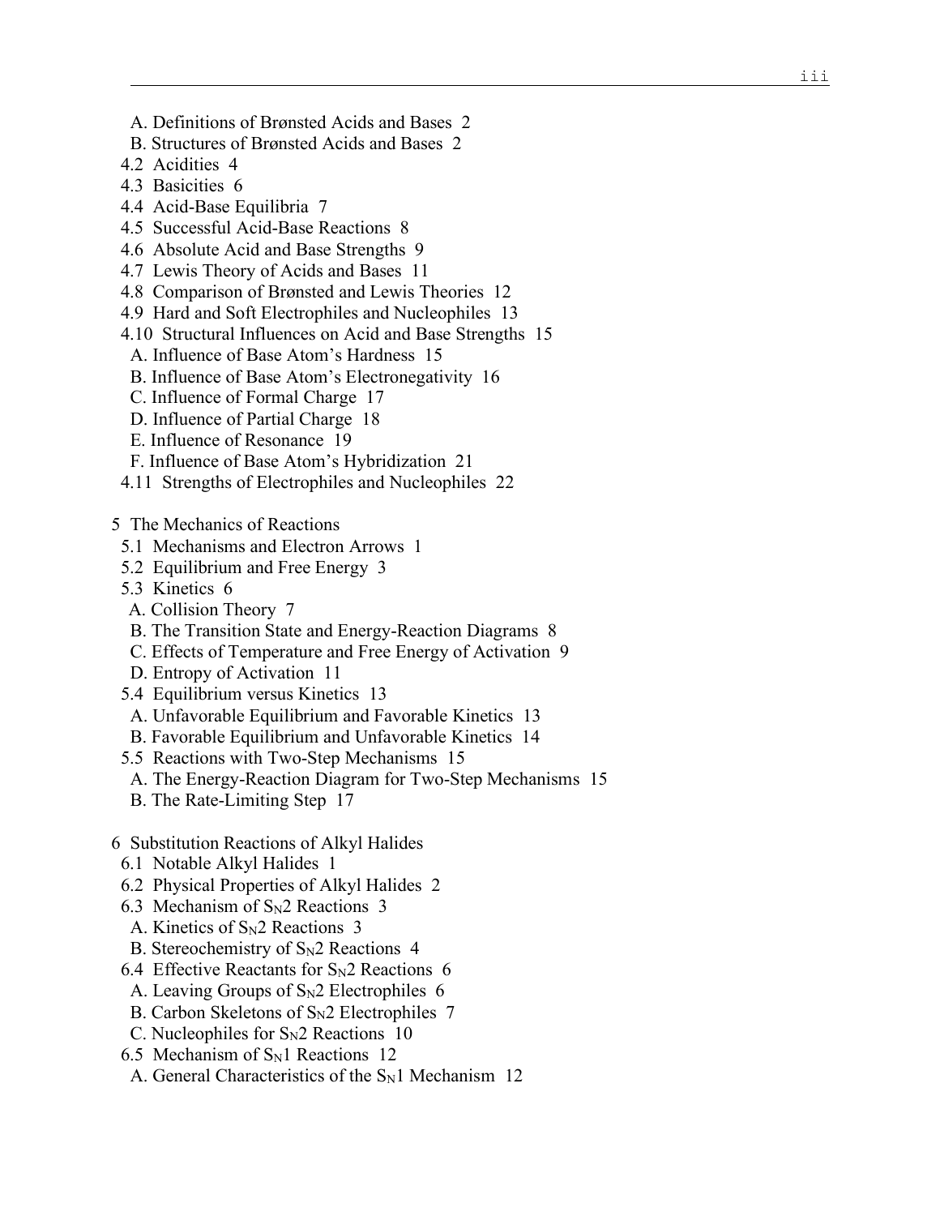A. Definitions of Brønsted Acids and Bases 2
B. Structures of Brønsted Acids and Bases 2

4.2 Acidities 4

4.3 Basicities 6

4.4 Acid-Base Equilibria 7

4.5 Successful Acid-Base Reactions 8

4.6 Absolute Acid and Base Strengths 9

4.7 Lewis Theory of Acids and Bases 11

4.8 Comparison of Brønsted and Lewis Theories 12

4.9 Hard and Soft Electrophiles and Nucleophiles 13

4.10 Structural Influences on Acid and Base Strengths 15
A. Influence of Base Atom's Hardness 15
B. Influence of Base Atom's Electronegativity 16
C. Influence of Formal Charge 17
D. Influence of Partial Charge 18
E. Influence of Resonance 19
F. Influence of Base Atom's Hybridization 21

4.11 Strengths of Electrophiles and Nucleophiles 22

5 The Mechanics of Reactions

5.1 Mechanisms and Electron Arrows 1

5.2 Equilibrium and Free Energy 3

5.3 Kinetics 6
A. Collision Theory 7
B. The Transition State and Energy-Reaction Diagrams 8
C. Effects of Temperature and Free Energy of Activation 9
D. Entropy of Activation 11

5.4 Equilibrium versus Kinetics 13
A. Unfavorable Equilibrium and Favorable Kinetics 13
B. Favorable Equilibrium and Unfavorable Kinetics 14

5.5 Reactions with Two-Step Mechanisms 15
A. The Energy-Reaction Diagram for Two-Step Mechanisms 15
B. The Rate-Limiting Step 17

6 Substitution Reactions of Alkyl Halides

6.1 Notable Alkyl Halides 1

6.2 Physical Properties of Alkyl Halides 2

6.3 Mechanism of $S_N2$ Reactions 3
A. Kinetics of $S_N2$ Reactions 3
B. Stereochemistry of $S_N2$ Reactions 4

6.4 Effective Reactants for $S_N2$ Reactions 6
A. Leaving Groups of $S_N2$ Electrophiles 6
B. Carbon Skeletons of $S_N2$ Electrophiles 7
C. Nucleophiles for $S_N2$ Reactions 10

6.5 Mechanism of $S_N1$ Reactions 12
A. General Characteristics of the $S_N1$ Mechanism 12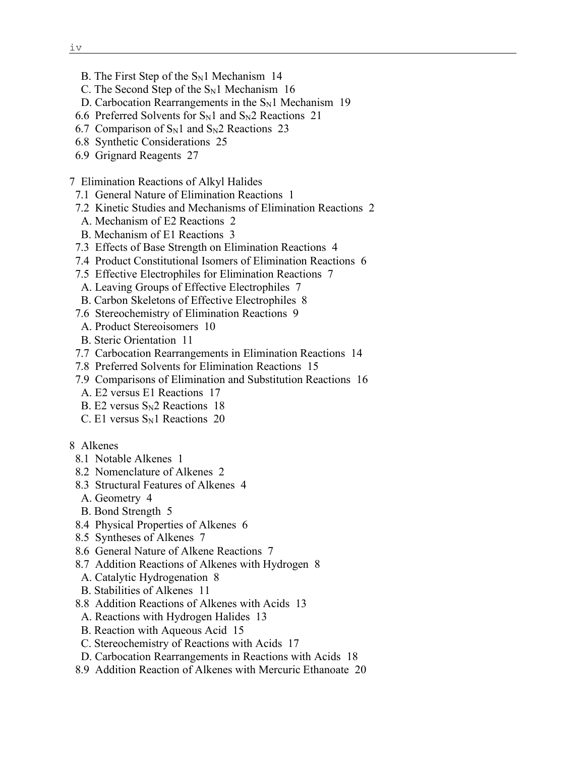B. The First Step of the $S_N1$ Mechanism 14
C. The Second Step of the $S_N1$ Mechanism 16
D. Carbocation Rearrangements in the $S_N1$ Mechanism 19
6.6 Preferred Solvents for $S_N1$ and $S_N2$ Reactions 21
6.7 Comparison of $S_N1$ and $S_N2$ Reactions 23
6.8 Synthetic Considerations 25
6.9 Grignard Reagents 27

7 Elimination Reactions of Alkyl Halides
7.1 General Nature of Elimination Reactions 1
7.2 Kinetic Studies and Mechanisms of Elimination Reactions 2
A. Mechanism of E2 Reactions 2
B. Mechanism of E1 Reactions 3
7.3 Effects of Base Strength on Elimination Reactions 4
7.4 Product Constitutional Isomers of Elimination Reactions 6
7.5 Effective Electrophiles for Elimination Reactions 7
A. Leaving Groups of Effective Electrophiles 7
B. Carbon Skeletons of Effective Electrophiles 8
7.6 Stereochemistry of Elimination Reactions 9
A. Product Stereoisomers 10
B. Steric Orientation 11
7.7 Carbocation Rearrangements in Elimination Reactions 14
7.8 Preferred Solvents for Elimination Reactions 15
7.9 Comparisons of Elimination and Substitution Reactions 16
A. E2 versus E1 Reactions 17
B. E2 versus $S_N2$ Reactions 18
C. E1 versus $S_N1$ Reactions 20

8 Alkenes
8.1 Notable Alkenes 1
8.2 Nomenclature of Alkenes 2
8.3 Structural Features of Alkenes 4
A. Geometry 4
B. Bond Strength 5
8.4 Physical Properties of Alkenes 6
8.5 Syntheses of Alkenes 7
8.6 General Nature of Alkene Reactions 7
8.7 Addition Reactions of Alkenes with Hydrogen 8
A. Catalytic Hydrogenation 8
B. Stabilities of Alkenes 11
8.8 Addition Reactions of Alkenes with Acids 13
A. Reactions with Hydrogen Halides 13
B. Reaction with Aqueous Acid 15
C. Stereochemistry of Reactions with Acids 17
D. Carbocation Rearrangements in Reactions with Acids 18
8.9 Addition Reaction of Alkenes with Mercuric Ethanoate 20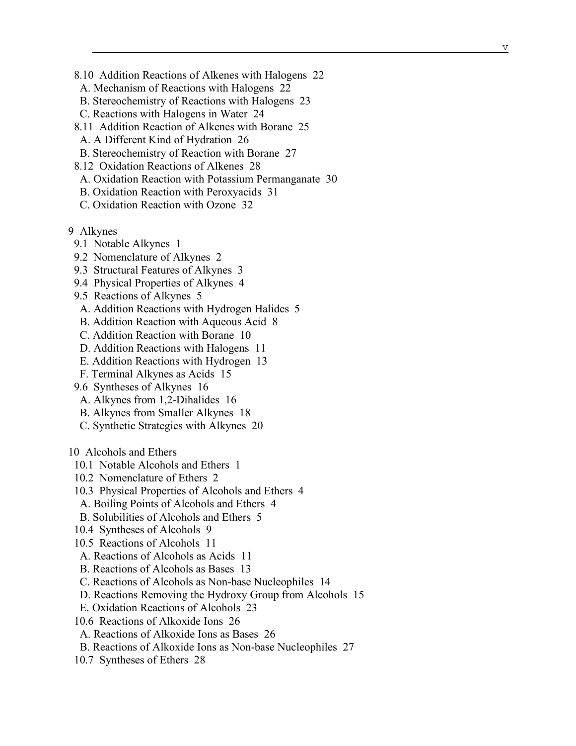- 8.10 Addition Reactions of Alkenes with Halogens 22
  - A. Mechanism of Reactions with Halogens 22
  - B. Stereochemistry of Reactions with Halogens 23
  - C. Reactions with Halogens in Water 24
- 8.11 Addition Reaction of Alkenes with Borane 25
  - A. A Different Kind of Hydration 26
  - B. Stereochemistry of Reaction with Borane 27
- 8.12 Oxidation Reactions of Alkenes 28
  - A. Oxidation Reaction with Potassium Permanganate 30
  - B. Oxidation Reaction with Peroxyacids 31
  - C. Oxidation Reaction with Ozone 32

9 Alkynes

- 9.1 Notable Alkynes 1
- 9.2 Nomenclature of Alkynes 2
- 9.3 Structural Features of Alkynes 3
- 9.4 Physical Properties of Alkynes 4
- 9.5 Reactions of Alkynes 5
  - A. Addition Reactions with Hydrogen Halides 5
  - B. Addition Reaction with Aqueous Acid 8
  - C. Addition Reaction with Borane 10
  - D. Addition Reactions with Halogens 11
  - E. Addition Reactions with Hydrogen 13
  - F. Terminal Alkynes as Acids 15
- 9.6 Syntheses of Alkynes 16
  - A. Alkynes from 1,2-Dihalides 16
  - B. Alkynes from Smaller Alkynes 18
  - C. Synthetic Strategies with Alkynes 20

10 Alcohols and Ethers

- 10.1 Notable Alcohols and Ethers 1
- 10.2 Nomenclature of Ethers 2
- 10.3 Physical Properties of Alcohols and Ethers 4
  - A. Boiling Points of Alcohols and Ethers 4
  - B. Solubilities of Alcohols and Ethers 5
- 10.4 Syntheses of Alcohols 9
- 10.5 Reactions of Alcohols 11
  - A. Reactions of Alcohols as Acids 11
  - B. Reactions of Alcohols as Bases 13
  - C. Reactions of Alcohols as Non-base Nucleophiles 14
  - D. Reactions Removing the Hydroxy Group from Alcohols 15
  - E. Oxidation Reactions of Alcohols 23
- 10.6 Reactions of Alkoxide Ions 26
  - A. Reactions of Alkoxide Ions as Bases 26
  - B. Reactions of Alkoxide Ions as Non-base Nucleophiles 27
- 10.7 Syntheses of Ethers 28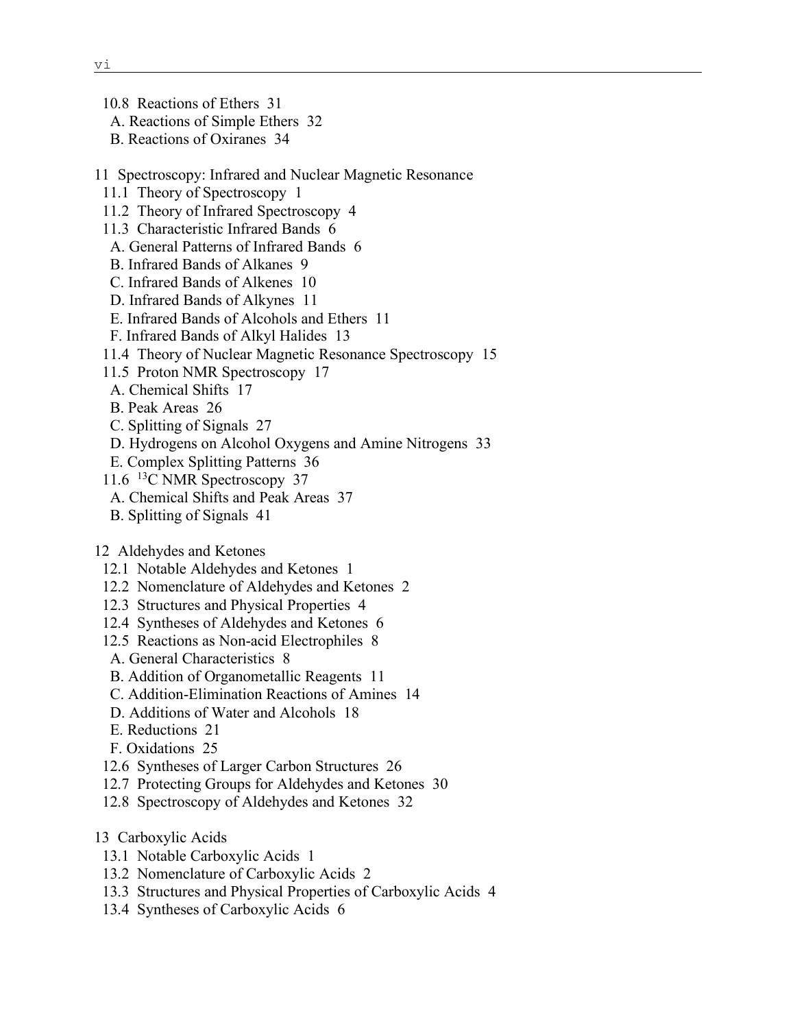10.8 Reactions of Ethers 31
A. Reactions of Simple Ethers 32
B. Reactions of Oxiranes 34

11 Spectroscopy: Infrared and Nuclear Magnetic Resonance
11.1 Theory of Spectroscopy 1
11.2 Theory of Infrared Spectroscopy 4
11.3 Characteristic Infrared Bands 6
A. General Patterns of Infrared Bands 6
B. Infrared Bands of Alkanes 9
C. Infrared Bands of Alkenes 10
D. Infrared Bands of Alkynes 11
E. Infrared Bands of Alcohols and Ethers 11
F. Infrared Bands of Alkyl Halides 13
11.4 Theory of Nuclear Magnetic Resonance Spectroscopy 15
11.5 Proton NMR Spectroscopy 17
A. Chemical Shifts 17
B. Peak Areas 26
C. Splitting of Signals 27
D. Hydrogens on Alcohol Oxygens and Amine Nitrogens 33
E. Complex Splitting Patterns 36
11.6 $^{13}C$ NMR Spectroscopy 37
A. Chemical Shifts and Peak Areas 37
B. Splitting of Signals 41

12 Aldehydes and Ketones
12.1 Notable Aldehydes and Ketones 1
12.2 Nomenclature of Aldehydes and Ketones 2
12.3 Structures and Physical Properties 4
12.4 Syntheses of Aldehydes and Ketones 6
12.5 Reactions as Non-acid Electrophiles 8
A. General Characteristics 8
B. Addition of Organometallic Reagents 11
C. Addition-Elimination Reactions of Amines 14
D. Additions of Water and Alcohols 18
E. Reductions 21
F. Oxidations 25
12.6 Syntheses of Larger Carbon Structures 26
12.7 Protecting Groups for Aldehydes and Ketones 30
12.8 Spectroscopy of Aldehydes and Ketones 32

13 Carboxylic Acids
13.1 Notable Carboxylic Acids 1
13.2 Nomenclature of Carboxylic Acids 2
13.3 Structures and Physical Properties of Carboxylic Acids 4
13.4 Syntheses of Carboxylic Acids 6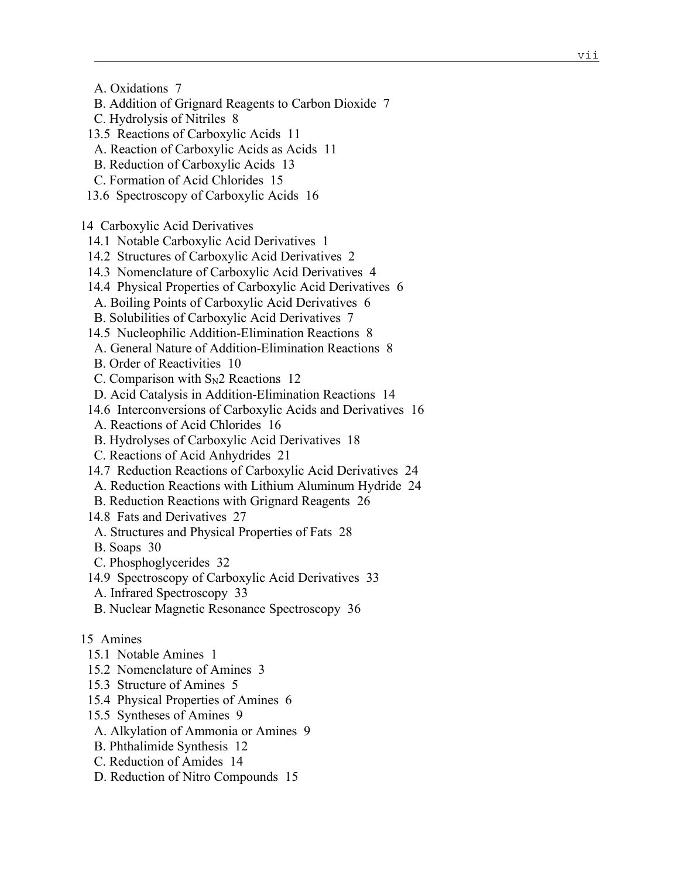A. Oxidations 7
B. Addition of Grignard Reagents to Carbon Dioxide 7
C. Hydrolysis of Nitriles 8

13.5 Reactions of Carboxylic Acids 11
A. Reaction of Carboxylic Acids as Acids 11
B. Reduction of Carboxylic Acids 13
C. Formation of Acid Chlorides 15

13.6 Spectroscopy of Carboxylic Acids 16

14 Carboxylic Acid Derivatives

14.1 Notable Carboxylic Acid Derivatives 1

14.2 Structures of Carboxylic Acid Derivatives 2

14.3 Nomenclature of Carboxylic Acid Derivatives 4

14.4 Physical Properties of Carboxylic Acid Derivatives 6
A. Boiling Points of Carboxylic Acid Derivatives 6
B. Solubilities of Carboxylic Acid Derivatives 7

14.5 Nucleophilic Addition-Elimination Reactions 8
A. General Nature of Addition-Elimination Reactions 8
B. Order of Reactivities 10
C. Comparison with $S_N2$ Reactions 12
D. Acid Catalysis in Addition-Elimination Reactions 14

14.6 Interconversions of Carboxylic Acids and Derivatives 16
A. Reactions of Acid Chlorides 16
B. Hydrolyses of Carboxylic Acid Derivatives 18
C. Reactions of Acid Anhydrides 21

14.7 Reduction Reactions of Carboxylic Acid Derivatives 24
A. Reduction Reactions with Lithium Aluminum Hydride 24
B. Reduction Reactions with Grignard Reagents 26

14.8 Fats and Derivatives 27
A. Structures and Physical Properties of Fats 28
B. Soaps 30
C. Phosphoglycerides 32

14.9 Spectroscopy of Carboxylic Acid Derivatives 33
A. Infrared Spectroscopy 33
B. Nuclear Magnetic Resonance Spectroscopy 36

15 Amines

15.1 Notable Amines 1

15.2 Nomenclature of Amines 3

15.3 Structure of Amines 5

15.4 Physical Properties of Amines 6

15.5 Syntheses of Amines 9
A. Alkylation of Ammonia or Amines 9
B. Phthalimide Synthesis 12
C. Reduction of Amides 14
D. Reduction of Nitro Compounds 15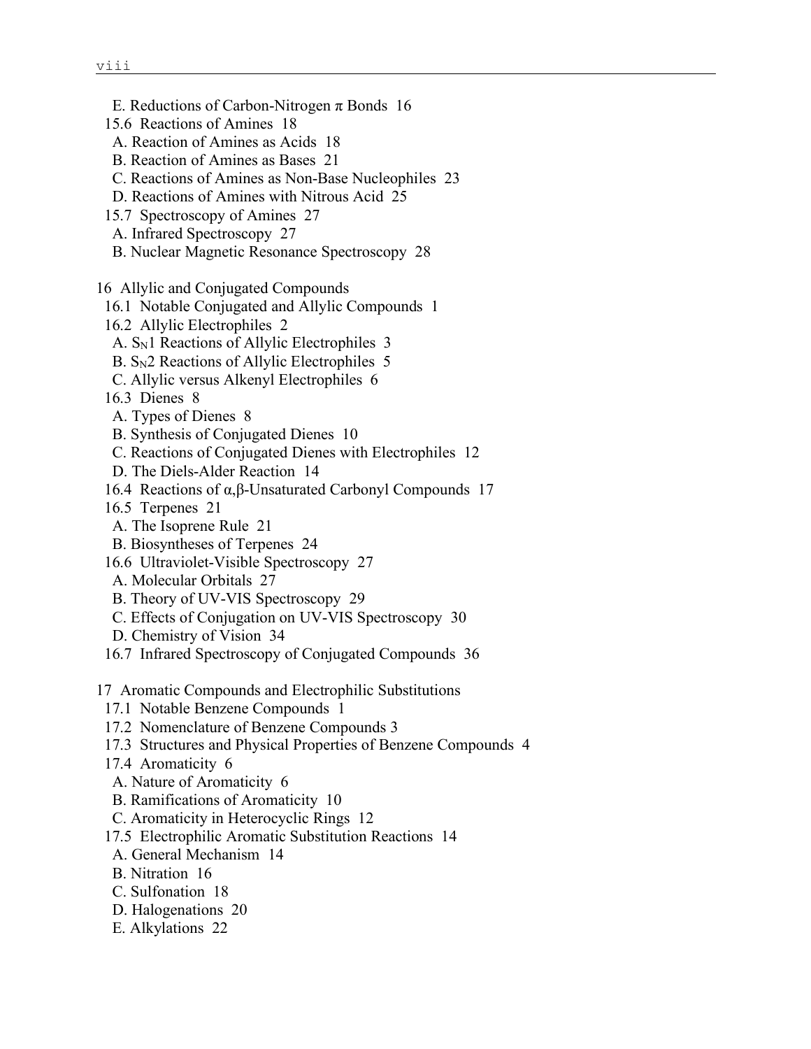E. Reductions of Carbon-Nitrogen π Bonds 16

15.6 Reactions of Amines 18

A. Reaction of Amines as Acids 18

B. Reaction of Amines as Bases 21

C. Reactions of Amines as Non-Base Nucleophiles 23

D. Reactions of Amines with Nitrous Acid 25

15.7 Spectroscopy of Amines 27

A. Infrared Spectroscopy 27

B. Nuclear Magnetic Resonance Spectroscopy 28

16 Allylic and Conjugated Compounds

16.1 Notable Conjugated and Allylic Compounds 1

16.2 Allylic Electrophiles 2

A. $S_N1$ Reactions of Allylic Electrophiles 3

B. $S_N2$ Reactions of Allylic Electrophiles 5

C. Allylic versus Alkenyl Electrophiles 6

16.3 Dienes 8

A. Types of Dienes 8

B. Synthesis of Conjugated Dienes 10

C. Reactions of Conjugated Dienes with Electrophiles 12

D. The Diels-Alder Reaction 14

16.4 Reactions of α,β-Unsaturated Carbonyl Compounds 17

16.5 Terpenes 21

A. The Isoprene Rule 21

B. Biosyntheses of Terpenes 24

16.6 Ultraviolet-Visible Spectroscopy 27

A. Molecular Orbitals 27

B. Theory of UV-VIS Spectroscopy 29

C. Effects of Conjugation on UV-VIS Spectroscopy 30

D. Chemistry of Vision 34

16.7 Infrared Spectroscopy of Conjugated Compounds 36

17 Aromatic Compounds and Electrophilic Substitutions

17.1 Notable Benzene Compounds 1

17.2 Nomenclature of Benzene Compounds 3

17.3 Structures and Physical Properties of Benzene Compounds 4

17.4 Aromaticity 6

A. Nature of Aromaticity 6

B. Ramifications of Aromaticity 10

C. Aromaticity in Heterocyclic Rings 12

17.5 Electrophilic Aromatic Substitution Reactions 14

A. General Mechanism 14

B. Nitration 16

C. Sulfonation 18

D. Halogenations 20

E. Alkylations 22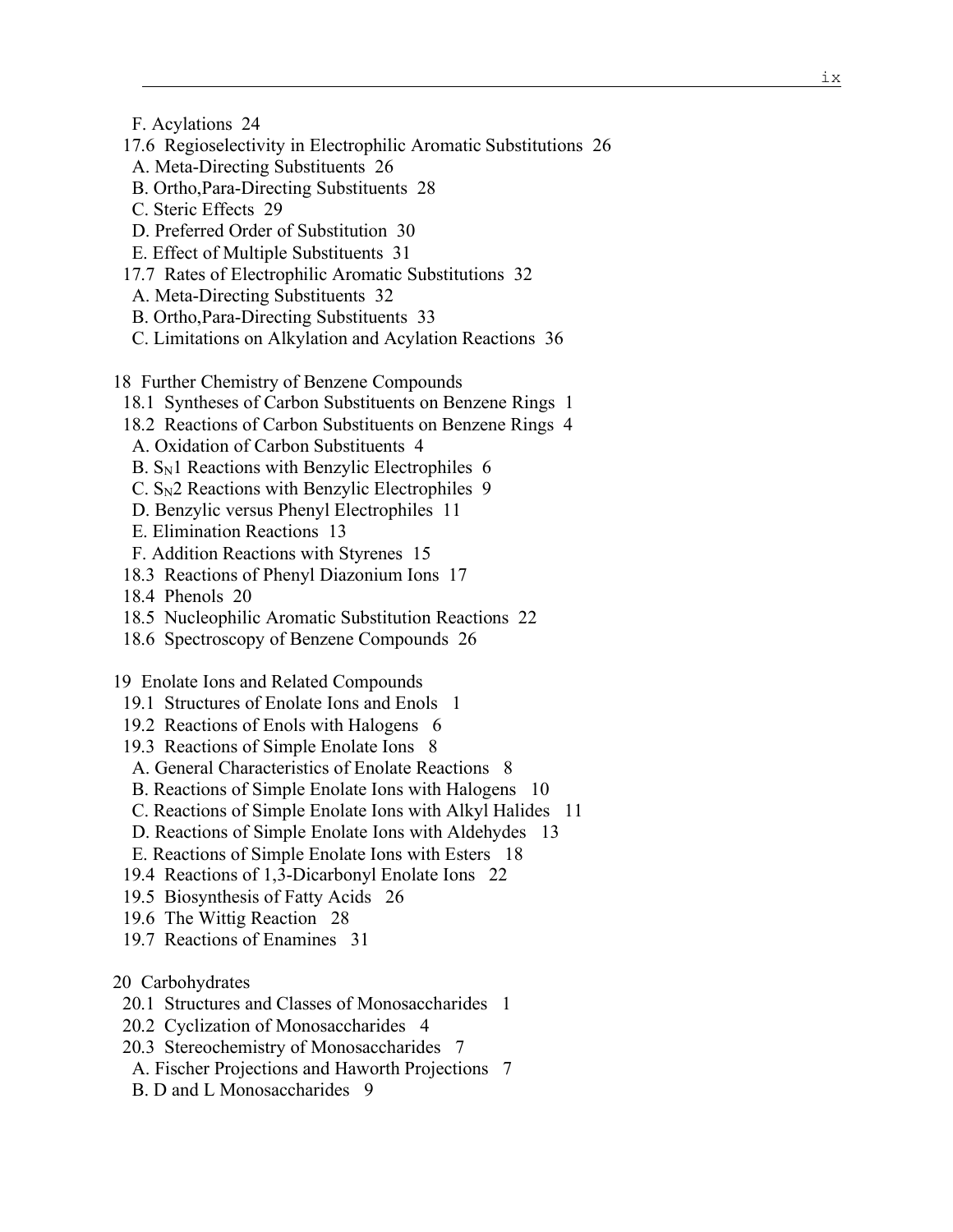F. Acylations 24

17.6 Regioselectivity in Electrophilic Aromatic Substitutions 26
- A. Meta-Directing Substituents 26
- B. Ortho,Para-Directing Substituents 28
- C. Steric Effects 29
- D. Preferred Order of Substitution 30
- E. Effect of Multiple Substituents 31

17.7 Rates of Electrophilic Aromatic Substitutions 32
- A. Meta-Directing Substituents 32
- B. Ortho,Para-Directing Substituents 33
- C. Limitations on Alkylation and Acylation Reactions 36

18 Further Chemistry of Benzene Compounds

18.1 Syntheses of Carbon Substituents on Benzene Rings 1

18.2 Reactions of Carbon Substituents on Benzene Rings 4
- A. Oxidation of Carbon Substituents 4
- B. $S_N1$ Reactions with Benzylic Electrophiles 6
- C. $S_N2$ Reactions with Benzylic Electrophiles 9
- D. Benzylic versus Phenyl Electrophiles 11
- E. Elimination Reactions 13
- F. Addition Reactions with Styrenes 15

18.3 Reactions of Phenyl Diazonium Ions 17

18.4 Phenols 20

18.5 Nucleophilic Aromatic Substitution Reactions 22

18.6 Spectroscopy of Benzene Compounds 26

19 Enolate Ions and Related Compounds

19.1 Structures of Enolate Ions and Enols 1

19.2 Reactions of Enols with Halogens 6

19.3 Reactions of Simple Enolate Ions 8
- A. General Characteristics of Enolate Reactions 8
- B. Reactions of Simple Enolate Ions with Halogens 10
- C. Reactions of Simple Enolate Ions with Alkyl Halides 11
- D. Reactions of Simple Enolate Ions with Aldehydes 13
- E. Reactions of Simple Enolate Ions with Esters 18

19.4 Reactions of 1,3-Dicarbonyl Enolate Ions 22

19.5 Biosynthesis of Fatty Acids 26

19.6 The Wittig Reaction 28

19.7 Reactions of Enamines 31

20 Carbohydrates

20.1 Structures and Classes of Monosaccharides 1

20.2 Cyclization of Monosaccharides 4

20.3 Stereochemistry of Monosaccharides 7
- A. Fischer Projections and Haworth Projections 7
- B. D and L Monosaccharides 9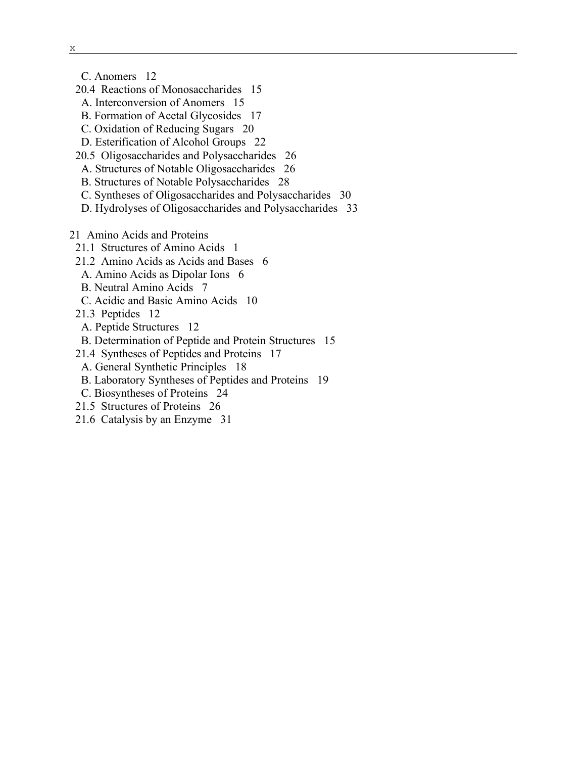C. Anomers 12

20.4 Reactions of Monosaccharides 15

A. Interconversion of Anomers 15

B. Formation of Acetal Glycosides 17

C. Oxidation of Reducing Sugars 20

D. Esterification of Alcohol Groups 22

20.5 Oligosaccharides and Polysaccharides 26

A. Structures of Notable Oligosaccharides 26

B. Structures of Notable Polysaccharides 28

C. Syntheses of Oligosaccharides and Polysaccharides 30

D. Hydrolyses of Oligosaccharides and Polysaccharides 33

21 Amino Acids and Proteins

21.1 Structures of Amino Acids 1

21.2 Amino Acids as Acids and Bases 6

A. Amino Acids as Dipolar Ions 6

B. Neutral Amino Acids 7

C. Acidic and Basic Amino Acids 10

21.3 Peptides 12

A. Peptide Structures 12

B. Determination of Peptide and Protein Structures 15

21.4 Syntheses of Peptides and Proteins 17

A. General Synthetic Principles 18

B. Laboratory Syntheses of Peptides and Proteins 19

C. Biosyntheses of Proteins 24

21.5 Structures of Proteins 26

21.6 Catalysis by an Enzyme 31